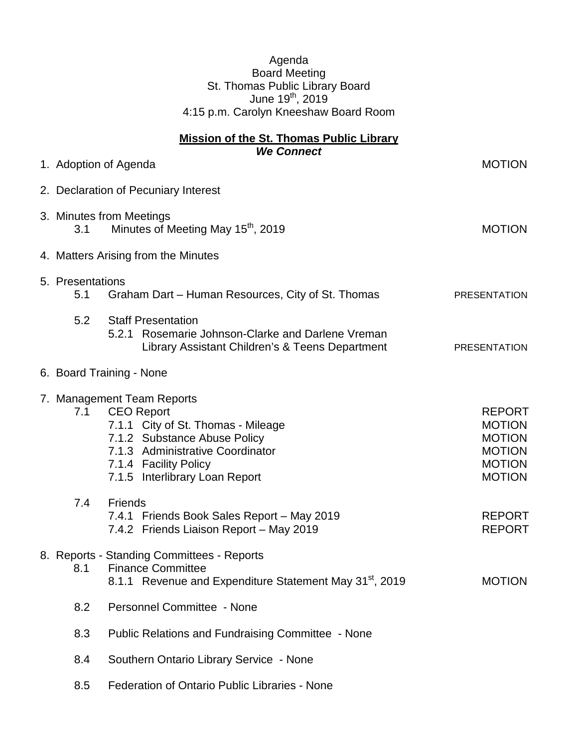Agenda
Board Meeting
St. Thomas Public Library Board
June 19th, 2019
4:15 p.m. Carolyn Kneeshaw Board Room

**Mission of the St. Thomas Public Library**

***We Connect***

| Item | Action |
|---|---|
| 1. Adoption of Agenda | MOTION |
| 2. Declaration of Pecuniary Interest | |
| 3. Minutes from Meetings | |
| 3.1 Minutes of Meeting May 15th, 2019 | MOTION |
| 4. Matters Arising from the Minutes | |
| 5. Presentations | |
| 5.1 Graham Dart – Human Resources, City of St. Thomas | PRESENTATION |
| 5.2 Staff Presentation | |
| 5.2.1 Rosemarie Johnson-Clarke and Darlene Vreman Library Assistant Children's & Teens Department | PRESENTATION |
| 6. Board Training - None | |
| 7. Management Team Reports | |
| 7.1 CEO Report | REPORT |
| 7.1.1 City of St. Thomas - Mileage | MOTION |
| 7.1.2 Substance Abuse Policy | MOTION |
| 7.1.3 Administrative Coordinator | MOTION |
| 7.1.4 Facility Policy | MOTION |
| 7.1.5 Interlibrary Loan Report | MOTION |
| 7.4 Friends | |
| 7.4.1 Friends Book Sales Report – May 2019 | REPORT |
| 7.4.2 Friends Liaison Report – May 2019 | REPORT |
| 8. Reports - Standing Committees - Reports | |
| 8.1 Finance Committee | |
| 8.1.1 Revenue and Expenditure Statement May 31st, 2019 | MOTION |
| 8.2 Personnel Committee - None | |
| 8.3 Public Relations and Fundraising Committee - None | |
| 8.4 Southern Ontario Library Service - None | |
| 8.5 Federation of Ontario Public Libraries - None | |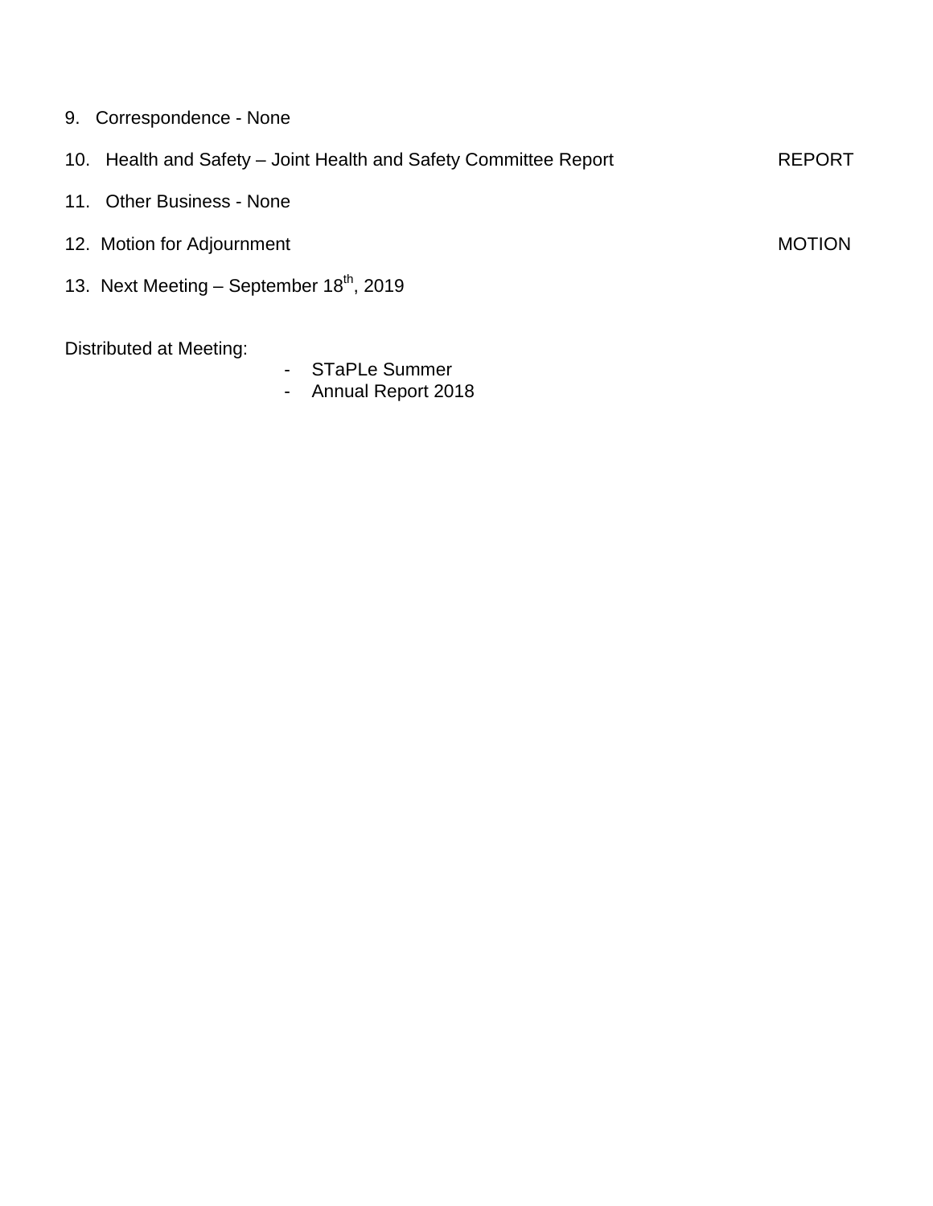9. Correspondence - None

10. Health and Safety – Joint Health and Safety Committee Report REPORT

11. Other Business - None

12. Motion for Adjournment MOTION

13. Next Meeting – September 18th, 2019

Distributed at Meeting:

- STaPLe Summer
- Annual Report 2018